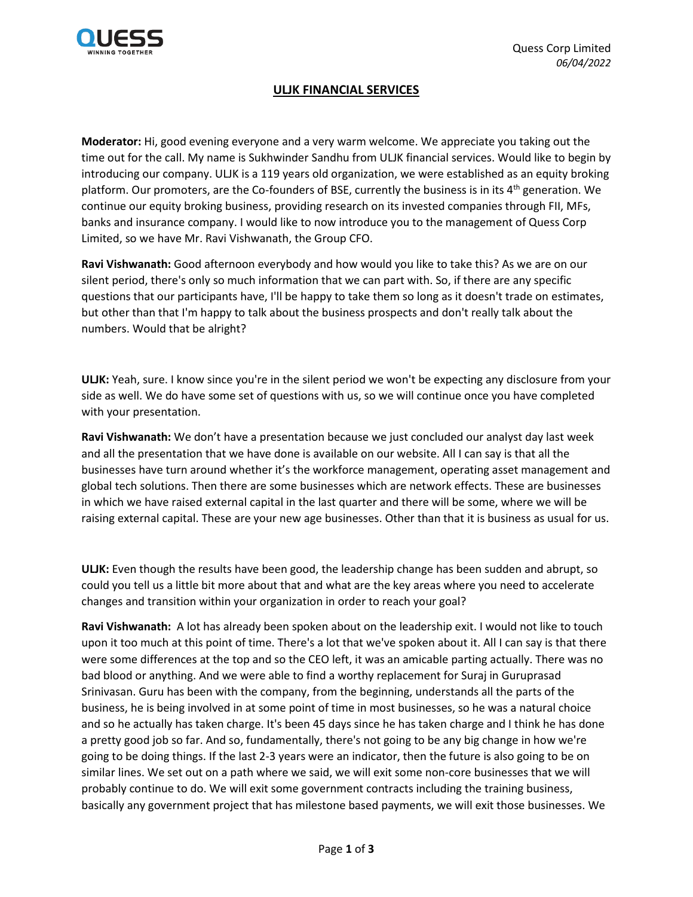Quess Corp Limited
*06/04/2022*

## ULJK FINANCIAL SERVICES

**Moderator:** Hi, good evening everyone and a very warm welcome. We appreciate you taking out the time out for the call. My name is Sukhwinder Sandhu from ULJK financial services. Would like to begin by introducing our company. ULJK is a 119 years old organization, we were established as an equity broking platform. Our promoters, are the Co-founders of BSE, currently the business is in its 4th generation. We continue our equity broking business, providing research on its invested companies through FII, MFs, banks and insurance company. I would like to now introduce you to the management of Quess Corp Limited, so we have Mr. Ravi Vishwanath, the Group CFO.

**Ravi Vishwanath:** Good afternoon everybody and how would you like to take this? As we are on our silent period, there's only so much information that we can part with. So, if there are any specific questions that our participants have, I'll be happy to take them so long as it doesn't trade on estimates, but other than that I'm happy to talk about the business prospects and don't really talk about the numbers. Would that be alright?

**ULJK:** Yeah, sure. I know since you're in the silent period we won't be expecting any disclosure from your side as well. We do have some set of questions with us, so we will continue once you have completed with your presentation.

**Ravi Vishwanath:** We don't have a presentation because we just concluded our analyst day last week and all the presentation that we have done is available on our website. All I can say is that all the businesses have turn around whether it's the workforce management, operating asset management and global tech solutions. Then there are some businesses which are network effects. These are businesses in which we have raised external capital in the last quarter and there will be some, where we will be raising external capital. These are your new age businesses. Other than that it is business as usual for us.

**ULJK:** Even though the results have been good, the leadership change has been sudden and abrupt, so could you tell us a little bit more about that and what are the key areas where you need to accelerate changes and transition within your organization in order to reach your goal?

**Ravi Vishwanath:** A lot has already been spoken about on the leadership exit. I would not like to touch upon it too much at this point of time. There's a lot that we've spoken about it. All I can say is that there were some differences at the top and so the CEO left, it was an amicable parting actually. There was no bad blood or anything. And we were able to find a worthy replacement for Suraj in Guruprasad Srinivasan. Guru has been with the company, from the beginning, understands all the parts of the business, he is being involved in at some point of time in most businesses, so he was a natural choice and so he actually has taken charge. It's been 45 days since he has taken charge and I think he has done a pretty good job so far. And so, fundamentally, there's not going to be any big change in how we're going to be doing things. If the last 2-3 years were an indicator, then the future is also going to be on similar lines. We set out on a path where we said, we will exit some non-core businesses that we will probably continue to do. We will exit some government contracts including the training business, basically any government project that has milestone based payments, we will exit those businesses. We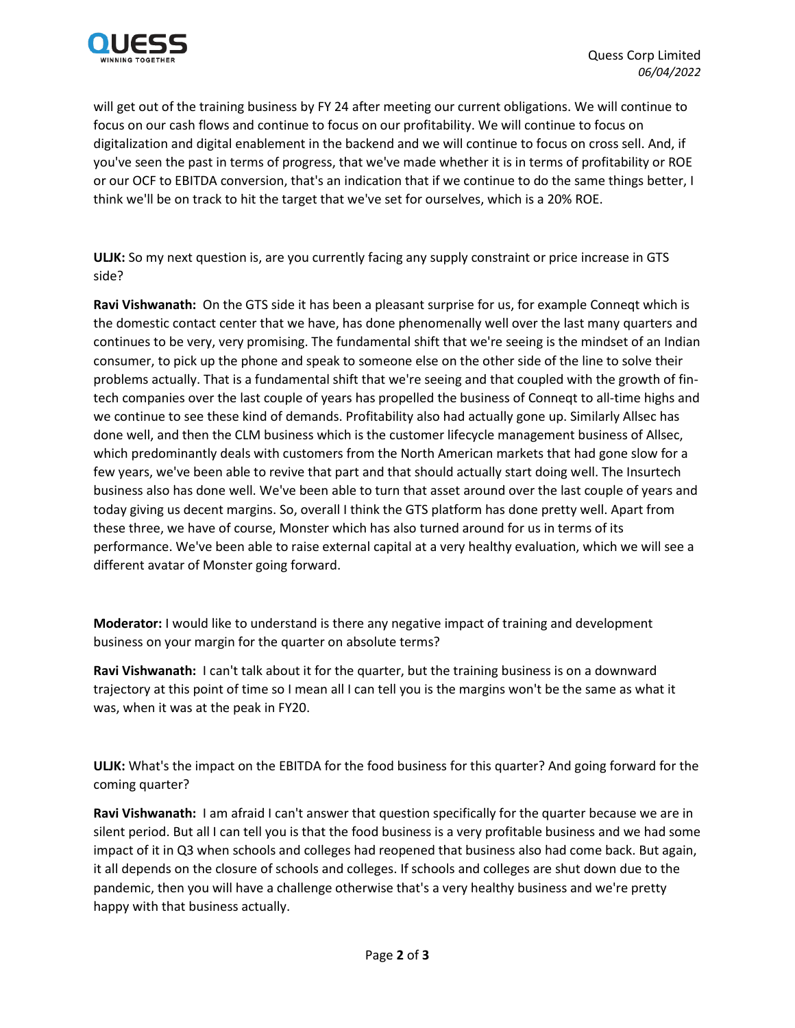will get out of the training business by FY 24 after meeting our current obligations. We will continue to focus on our cash flows and continue to focus on our profitability. We will continue to focus on digitalization and digital enablement in the backend and we will continue to focus on cross sell. And, if you've seen the past in terms of progress, that we've made whether it is in terms of profitability or ROE or our OCF to EBITDA conversion, that's an indication that if we continue to do the same things better, I think we'll be on track to hit the target that we've set for ourselves, which is a 20% ROE.

**ULJK:** So my next question is, are you currently facing any supply constraint or price increase in GTS side?

**Ravi Vishwanath:** On the GTS side it has been a pleasant surprise for us, for example Conneqt which is the domestic contact center that we have, has done phenomenally well over the last many quarters and continues to be very, very promising. The fundamental shift that we're seeing is the mindset of an Indian consumer, to pick up the phone and speak to someone else on the other side of the line to solve their problems actually. That is a fundamental shift that we're seeing and that coupled with the growth of fin-tech companies over the last couple of years has propelled the business of Conneqt to all-time highs and we continue to see these kind of demands. Profitability also had actually gone up. Similarly Allsec has done well, and then the CLM business which is the customer lifecycle management business of Allsec, which predominantly deals with customers from the North American markets that had gone slow for a few years, we've been able to revive that part and that should actually start doing well. The Insurtech business also has done well. We've been able to turn that asset around over the last couple of years and today giving us decent margins. So, overall I think the GTS platform has done pretty well. Apart from these three, we have of course, Monster which has also turned around for us in terms of its performance. We've been able to raise external capital at a very healthy evaluation, which we will see a different avatar of Monster going forward.

**Moderator:** I would like to understand is there any negative impact of training and development business on your margin for the quarter on absolute terms?

**Ravi Vishwanath:** I can't talk about it for the quarter, but the training business is on a downward trajectory at this point of time so I mean all I can tell you is the margins won't be the same as what it was, when it was at the peak in FY20.

**ULJK:** What's the impact on the EBITDA for the food business for this quarter? And going forward for the coming quarter?

**Ravi Vishwanath:** I am afraid I can't answer that question specifically for the quarter because we are in silent period. But all I can tell you is that the food business is a very profitable business and we had some impact of it in Q3 when schools and colleges had reopened that business also had come back. But again, it all depends on the closure of schools and colleges. If schools and colleges are shut down due to the pandemic, then you will have a challenge otherwise that's a very healthy business and we're pretty happy with that business actually.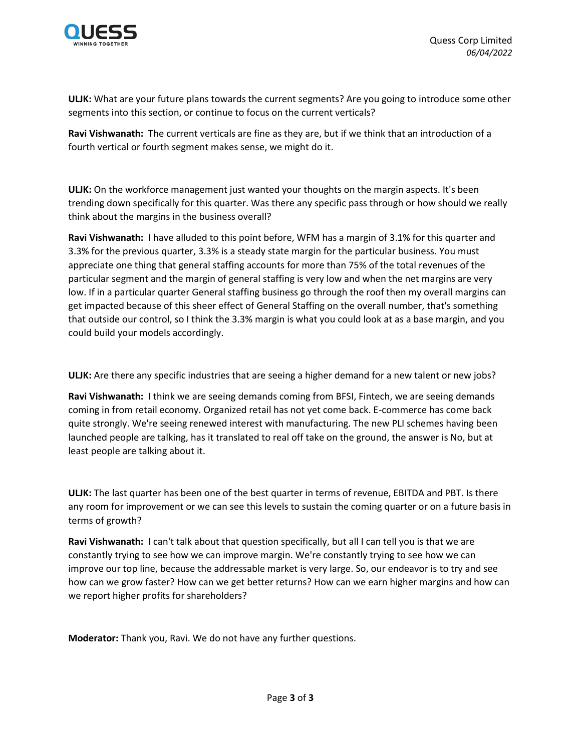**ULJK:** What are your future plans towards the current segments? Are you going to introduce some other segments into this section, or continue to focus on the current verticals?

**Ravi Vishwanath:** The current verticals are fine as they are, but if we think that an introduction of a fourth vertical or fourth segment makes sense, we might do it.

**ULJK:** On the workforce management just wanted your thoughts on the margin aspects. It's been trending down specifically for this quarter. Was there any specific pass through or how should we really think about the margins in the business overall?

**Ravi Vishwanath:** I have alluded to this point before, WFM has a margin of 3.1% for this quarter and 3.3% for the previous quarter, 3.3% is a steady state margin for the particular business. You must appreciate one thing that general staffing accounts for more than 75% of the total revenues of the particular segment and the margin of general staffing is very low and when the net margins are very low. If in a particular quarter General staffing business go through the roof then my overall margins can get impacted because of this sheer effect of General Staffing on the overall number, that's something that outside our control, so I think the 3.3% margin is what you could look at as a base margin, and you could build your models accordingly.

**ULJK:** Are there any specific industries that are seeing a higher demand for a new talent or new jobs?

**Ravi Vishwanath:** I think we are seeing demands coming from BFSI, Fintech, we are seeing demands coming in from retail economy. Organized retail has not yet come back. E-commerce has come back quite strongly. We're seeing renewed interest with manufacturing. The new PLI schemes having been launched people are talking, has it translated to real off take on the ground, the answer is No, but at least people are talking about it.

**ULJK:** The last quarter has been one of the best quarter in terms of revenue, EBITDA and PBT. Is there any room for improvement or we can see this levels to sustain the coming quarter or on a future basis in terms of growth?

**Ravi Vishwanath:** I can't talk about that question specifically, but all I can tell you is that we are constantly trying to see how we can improve margin. We're constantly trying to see how we can improve our top line, because the addressable market is very large. So, our endeavor is to try and see how can we grow faster? How can we get better returns? How can we earn higher margins and how can we report higher profits for shareholders?

**Moderator:** Thank you, Ravi. We do not have any further questions.